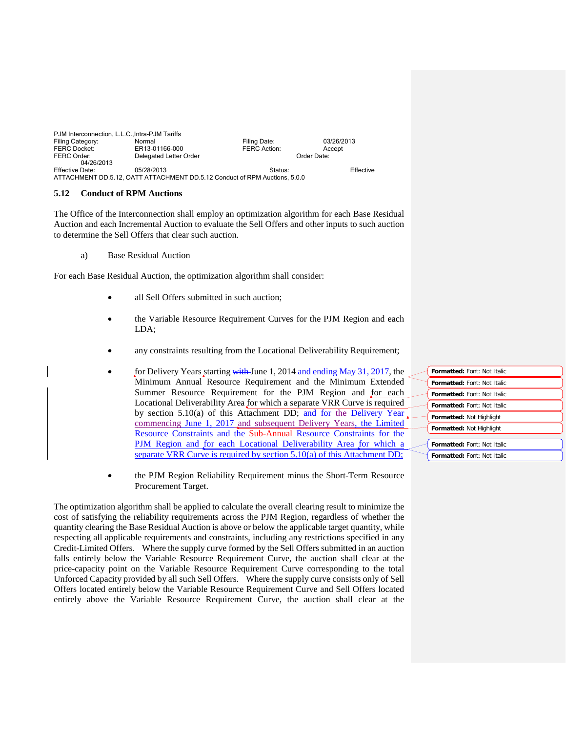PJM Interconnection, L.L.C.,Intra-PJM Tariffs
Filing Category: Normal Filing Date: 03/26/2013
FERC Docket: ER13-01166-000 FERC Action: Accept
FERC Order: Delegated Letter Order Order Date: 04/26/2013
Effective Date: 05/28/2013 Status: Effective
ATTACHMENT DD.5.12, OATT ATTACHMENT DD.5.12 Conduct of RPM Auctions, 5.0.0

### 5.12 Conduct of RPM Auctions

The Office of the Interconnection shall employ an optimization algorithm for each Base Residual Auction and each Incremental Auction to evaluate the Sell Offers and other inputs to such auction to determine the Sell Offers that clear such auction.

a) Base Residual Auction

For each Base Residual Auction, the optimization algorithm shall consider:

- all Sell Offers submitted in such auction;
- the Variable Resource Requirement Curves for the PJM Region and each LDA;
- any constraints resulting from the Locational Deliverability Requirement;
- for Delivery Years starting ~~with~~ June 1, 2014 and ending May 31, 2017, the Minimum Annual Resource Requirement and the Minimum Extended Summer Resource Requirement for the PJM Region and for each Locational Deliverability Area for which a separate VRR Curve is required by section 5.10(a) of this Attachment DD; and for the Delivery Year commencing June 1, 2017 and subsequent Delivery Years, the Limited Resource Constraints and the Sub-Annual Resource Constraints for the PJM Region and for each Locational Deliverability Area for which a separate VRR Curve is required by section 5.10(a) of this Attachment DD;
- the PJM Region Reliability Requirement minus the Short-Term Resource Procurement Target.

The optimization algorithm shall be applied to calculate the overall clearing result to minimize the cost of satisfying the reliability requirements across the PJM Region, regardless of whether the quantity clearing the Base Residual Auction is above or below the applicable target quantity, while respecting all applicable requirements and constraints, including any restrictions specified in any Credit-Limited Offers. Where the supply curve formed by the Sell Offers submitted in an auction falls entirely below the Variable Resource Requirement Curve, the auction shall clear at the price-capacity point on the Variable Resource Requirement Curve corresponding to the total Unforced Capacity provided by all such Sell Offers. Where the supply curve consists only of Sell Offers located entirely below the Variable Resource Requirement Curve and Sell Offers located entirely above the Variable Resource Requirement Curve, the auction shall clear at the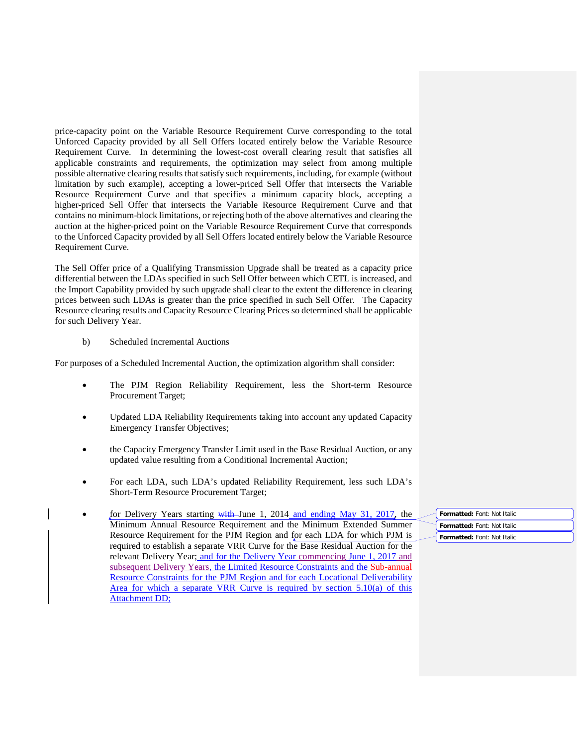price-capacity point on the Variable Resource Requirement Curve corresponding to the total Unforced Capacity provided by all Sell Offers located entirely below the Variable Resource Requirement Curve. In determining the lowest-cost overall clearing result that satisfies all applicable constraints and requirements, the optimization may select from among multiple possible alternative clearing results that satisfy such requirements, including, for example (without limitation by such example), accepting a lower-priced Sell Offer that intersects the Variable Resource Requirement Curve and that specifies a minimum capacity block, accepting a higher-priced Sell Offer that intersects the Variable Resource Requirement Curve and that contains no minimum-block limitations, or rejecting both of the above alternatives and clearing the auction at the higher-priced point on the Variable Resource Requirement Curve that corresponds to the Unforced Capacity provided by all Sell Offers located entirely below the Variable Resource Requirement Curve.

The Sell Offer price of a Qualifying Transmission Upgrade shall be treated as a capacity price differential between the LDAs specified in such Sell Offer between which CETL is increased, and the Import Capability provided by such upgrade shall clear to the extent the difference in clearing prices between such LDAs is greater than the price specified in such Sell Offer. The Capacity Resource clearing results and Capacity Resource Clearing Prices so determined shall be applicable for such Delivery Year.

b) Scheduled Incremental Auctions

For purposes of a Scheduled Incremental Auction, the optimization algorithm shall consider:

- The PJM Region Reliability Requirement, less the Short-term Resource Procurement Target;
- Updated LDA Reliability Requirements taking into account any updated Capacity Emergency Transfer Objectives;
- the Capacity Emergency Transfer Limit used in the Base Residual Auction, or any updated value resulting from a Conditional Incremental Auction;
- For each LDA, such LDA's updated Reliability Requirement, less such LDA's Short-Term Resource Procurement Target;
- for Delivery Years starting ~~with~~ June 1, 2014 and ending May 31, 2017, the Minimum Annual Resource Requirement and the Minimum Extended Summer Resource Requirement for the PJM Region and for each LDA for which PJM is required to establish a separate VRR Curve for the Base Residual Auction for the relevant Delivery Year; and for the Delivery Year commencing June 1, 2017 and subsequent Delivery Years, the Limited Resource Constraints and the Sub-annual Resource Constraints for the PJM Region and for each Locational Deliverability Area for which a separate VRR Curve is required by section 5.10(a) of this Attachment DD;

Formatted: Font: Not Italic

Formatted: Font: Not Italic

Formatted: Font: Not Italic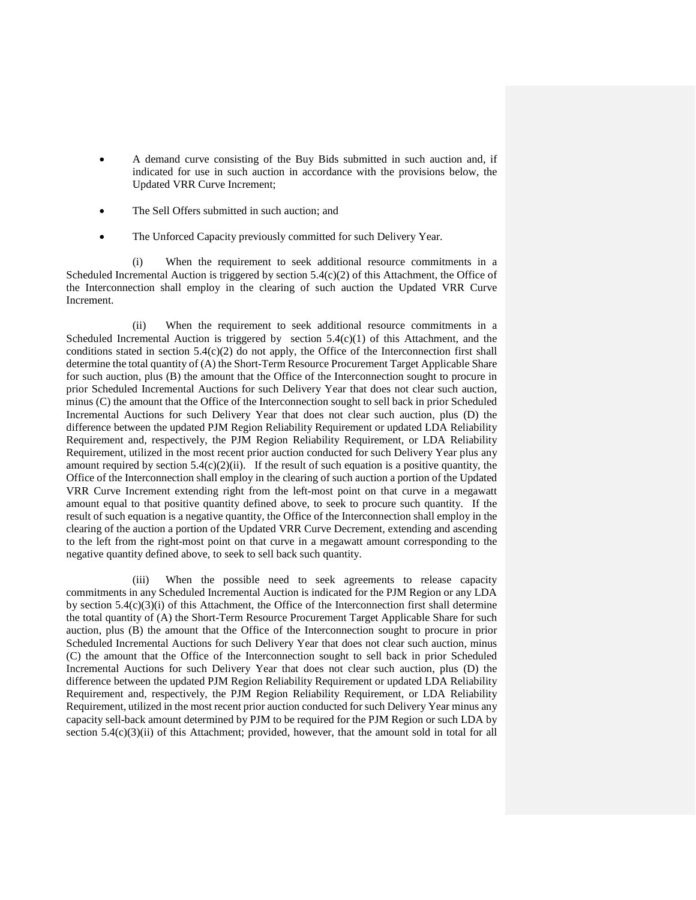- A demand curve consisting of the Buy Bids submitted in such auction and, if indicated for use in such auction in accordance with the provisions below, the Updated VRR Curve Increment;
- The Sell Offers submitted in such auction; and
- The Unforced Capacity previously committed for such Delivery Year.

(i) When the requirement to seek additional resource commitments in a Scheduled Incremental Auction is triggered by section 5.4(c)(2) of this Attachment, the Office of the Interconnection shall employ in the clearing of such auction the Updated VRR Curve Increment.

(ii) When the requirement to seek additional resource commitments in a Scheduled Incremental Auction is triggered by section 5.4(c)(1) of this Attachment, and the conditions stated in section 5.4(c)(2) do not apply, the Office of the Interconnection first shall determine the total quantity of (A) the Short-Term Resource Procurement Target Applicable Share for such auction, plus (B) the amount that the Office of the Interconnection sought to procure in prior Scheduled Incremental Auctions for such Delivery Year that does not clear such auction, minus (C) the amount that the Office of the Interconnection sought to sell back in prior Scheduled Incremental Auctions for such Delivery Year that does not clear such auction, plus (D) the difference between the updated PJM Region Reliability Requirement or updated LDA Reliability Requirement and, respectively, the PJM Region Reliability Requirement, or LDA Reliability Requirement, utilized in the most recent prior auction conducted for such Delivery Year plus any amount required by section 5.4(c)(2)(ii). If the result of such equation is a positive quantity, the Office of the Interconnection shall employ in the clearing of such auction a portion of the Updated VRR Curve Increment extending right from the left-most point on that curve in a megawatt amount equal to that positive quantity defined above, to seek to procure such quantity. If the result of such equation is a negative quantity, the Office of the Interconnection shall employ in the clearing of the auction a portion of the Updated VRR Curve Decrement, extending and ascending to the left from the right-most point on that curve in a megawatt amount corresponding to the negative quantity defined above, to seek to sell back such quantity.

(iii) When the possible need to seek agreements to release capacity commitments in any Scheduled Incremental Auction is indicated for the PJM Region or any LDA by section 5.4(c)(3)(i) of this Attachment, the Office of the Interconnection first shall determine the total quantity of (A) the Short-Term Resource Procurement Target Applicable Share for such auction, plus (B) the amount that the Office of the Interconnection sought to procure in prior Scheduled Incremental Auctions for such Delivery Year that does not clear such auction, minus (C) the amount that the Office of the Interconnection sought to sell back in prior Scheduled Incremental Auctions for such Delivery Year that does not clear such auction, plus (D) the difference between the updated PJM Region Reliability Requirement or updated LDA Reliability Requirement and, respectively, the PJM Region Reliability Requirement, or LDA Reliability Requirement, utilized in the most recent prior auction conducted for such Delivery Year minus any capacity sell-back amount determined by PJM to be required for the PJM Region or such LDA by section 5.4(c)(3)(ii) of this Attachment; provided, however, that the amount sold in total for all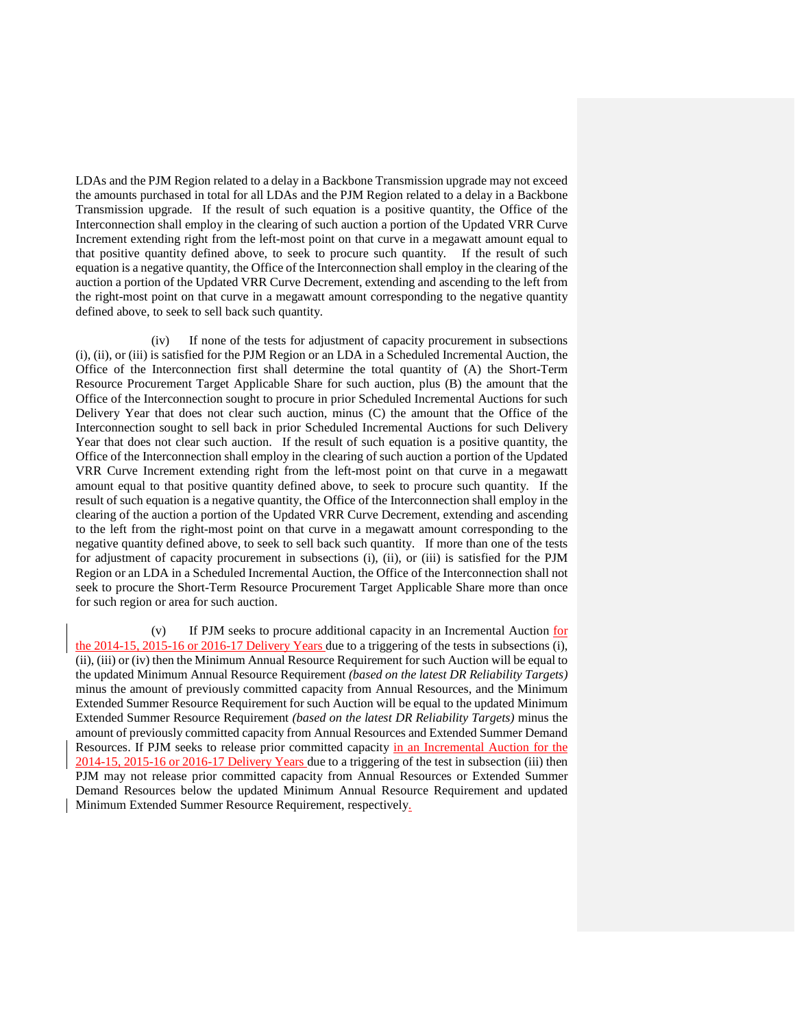LDAs and the PJM Region related to a delay in a Backbone Transmission upgrade may not exceed the amounts purchased in total for all LDAs and the PJM Region related to a delay in a Backbone Transmission upgrade. If the result of such equation is a positive quantity, the Office of the Interconnection shall employ in the clearing of such auction a portion of the Updated VRR Curve Increment extending right from the left-most point on that curve in a megawatt amount equal to that positive quantity defined above, to seek to procure such quantity. If the result of such equation is a negative quantity, the Office of the Interconnection shall employ in the clearing of the auction a portion of the Updated VRR Curve Decrement, extending and ascending to the left from the right-most point on that curve in a megawatt amount corresponding to the negative quantity defined above, to seek to sell back such quantity.

(iv) If none of the tests for adjustment of capacity procurement in subsections (i), (ii), or (iii) is satisfied for the PJM Region or an LDA in a Scheduled Incremental Auction, the Office of the Interconnection first shall determine the total quantity of (A) the Short-Term Resource Procurement Target Applicable Share for such auction, plus (B) the amount that the Office of the Interconnection sought to procure in prior Scheduled Incremental Auctions for such Delivery Year that does not clear such auction, minus (C) the amount that the Office of the Interconnection sought to sell back in prior Scheduled Incremental Auctions for such Delivery Year that does not clear such auction. If the result of such equation is a positive quantity, the Office of the Interconnection shall employ in the clearing of such auction a portion of the Updated VRR Curve Increment extending right from the left-most point on that curve in a megawatt amount equal to that positive quantity defined above, to seek to procure such quantity. If the result of such equation is a negative quantity, the Office of the Interconnection shall employ in the clearing of the auction a portion of the Updated VRR Curve Decrement, extending and ascending to the left from the right-most point on that curve in a megawatt amount corresponding to the negative quantity defined above, to seek to sell back such quantity. If more than one of the tests for adjustment of capacity procurement in subsections (i), (ii), or (iii) is satisfied for the PJM Region or an LDA in a Scheduled Incremental Auction, the Office of the Interconnection shall not seek to procure the Short-Term Resource Procurement Target Applicable Share more than once for such region or area for such auction.

(v) If PJM seeks to procure additional capacity in an Incremental Auction for the 2014-15, 2015-16 or 2016-17 Delivery Years due to a triggering of the tests in subsections (i), (ii), (iii) or (iv) then the Minimum Annual Resource Requirement for such Auction will be equal to the updated Minimum Annual Resource Requirement *(based on the latest DR Reliability Targets)* minus the amount of previously committed capacity from Annual Resources, and the Minimum Extended Summer Resource Requirement for such Auction will be equal to the updated Minimum Extended Summer Resource Requirement *(based on the latest DR Reliability Targets)* minus the amount of previously committed capacity from Annual Resources and Extended Summer Demand Resources. If PJM seeks to release prior committed capacity in an Incremental Auction for the 2014-15, 2015-16 or 2016-17 Delivery Years due to a triggering of the test in subsection (iii) then PJM may not release prior committed capacity from Annual Resources or Extended Summer Demand Resources below the updated Minimum Annual Resource Requirement and updated Minimum Extended Summer Resource Requirement, respectively.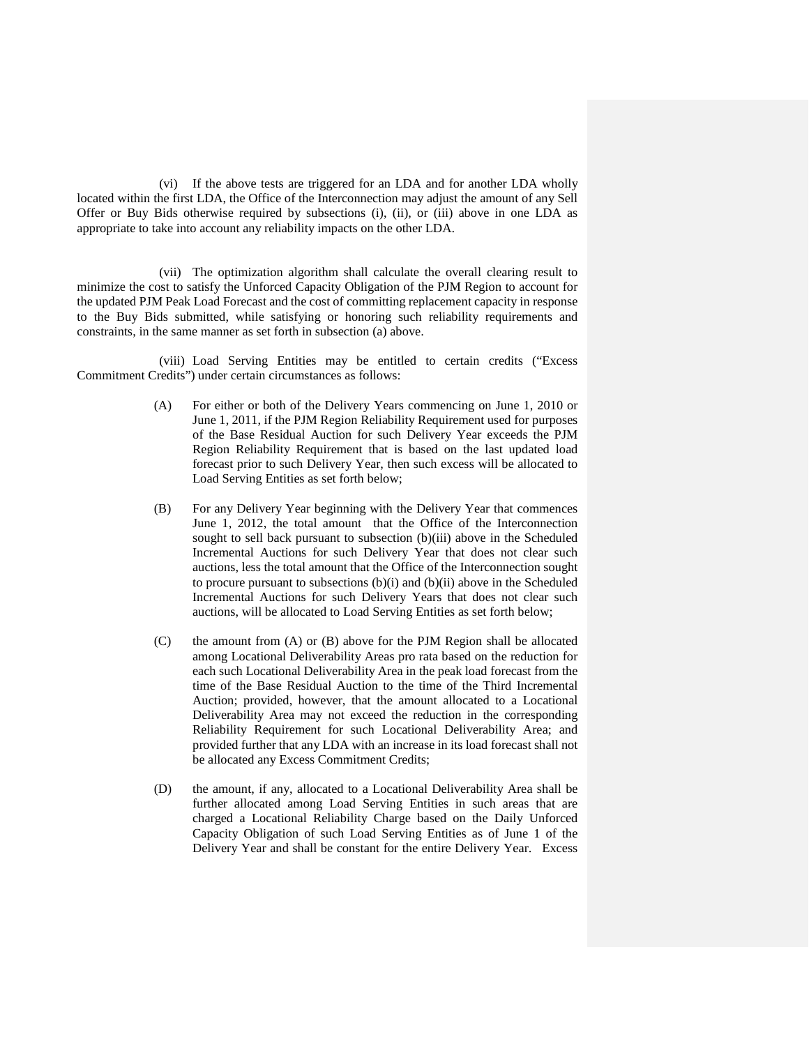(vi) If the above tests are triggered for an LDA and for another LDA wholly located within the first LDA, the Office of the Interconnection may adjust the amount of any Sell Offer or Buy Bids otherwise required by subsections (i), (ii), or (iii) above in one LDA as appropriate to take into account any reliability impacts on the other LDA.

(vii) The optimization algorithm shall calculate the overall clearing result to minimize the cost to satisfy the Unforced Capacity Obligation of the PJM Region to account for the updated PJM Peak Load Forecast and the cost of committing replacement capacity in response to the Buy Bids submitted, while satisfying or honoring such reliability requirements and constraints, in the same manner as set forth in subsection (a) above.

(viii) Load Serving Entities may be entitled to certain credits ("Excess Commitment Credits") under certain circumstances as follows:

(A) For either or both of the Delivery Years commencing on June 1, 2010 or June 1, 2011, if the PJM Region Reliability Requirement used for purposes of the Base Residual Auction for such Delivery Year exceeds the PJM Region Reliability Requirement that is based on the last updated load forecast prior to such Delivery Year, then such excess will be allocated to Load Serving Entities as set forth below;

(B) For any Delivery Year beginning with the Delivery Year that commences June 1, 2012, the total amount that the Office of the Interconnection sought to sell back pursuant to subsection (b)(iii) above in the Scheduled Incremental Auctions for such Delivery Year that does not clear such auctions, less the total amount that the Office of the Interconnection sought to procure pursuant to subsections (b)(i) and (b)(ii) above in the Scheduled Incremental Auctions for such Delivery Years that does not clear such auctions, will be allocated to Load Serving Entities as set forth below;

(C) the amount from (A) or (B) above for the PJM Region shall be allocated among Locational Deliverability Areas pro rata based on the reduction for each such Locational Deliverability Area in the peak load forecast from the time of the Base Residual Auction to the time of the Third Incremental Auction; provided, however, that the amount allocated to a Locational Deliverability Area may not exceed the reduction in the corresponding Reliability Requirement for such Locational Deliverability Area; and provided further that any LDA with an increase in its load forecast shall not be allocated any Excess Commitment Credits;

(D) the amount, if any, allocated to a Locational Deliverability Area shall be further allocated among Load Serving Entities in such areas that are charged a Locational Reliability Charge based on the Daily Unforced Capacity Obligation of such Load Serving Entities as of June 1 of the Delivery Year and shall be constant for the entire Delivery Year. Excess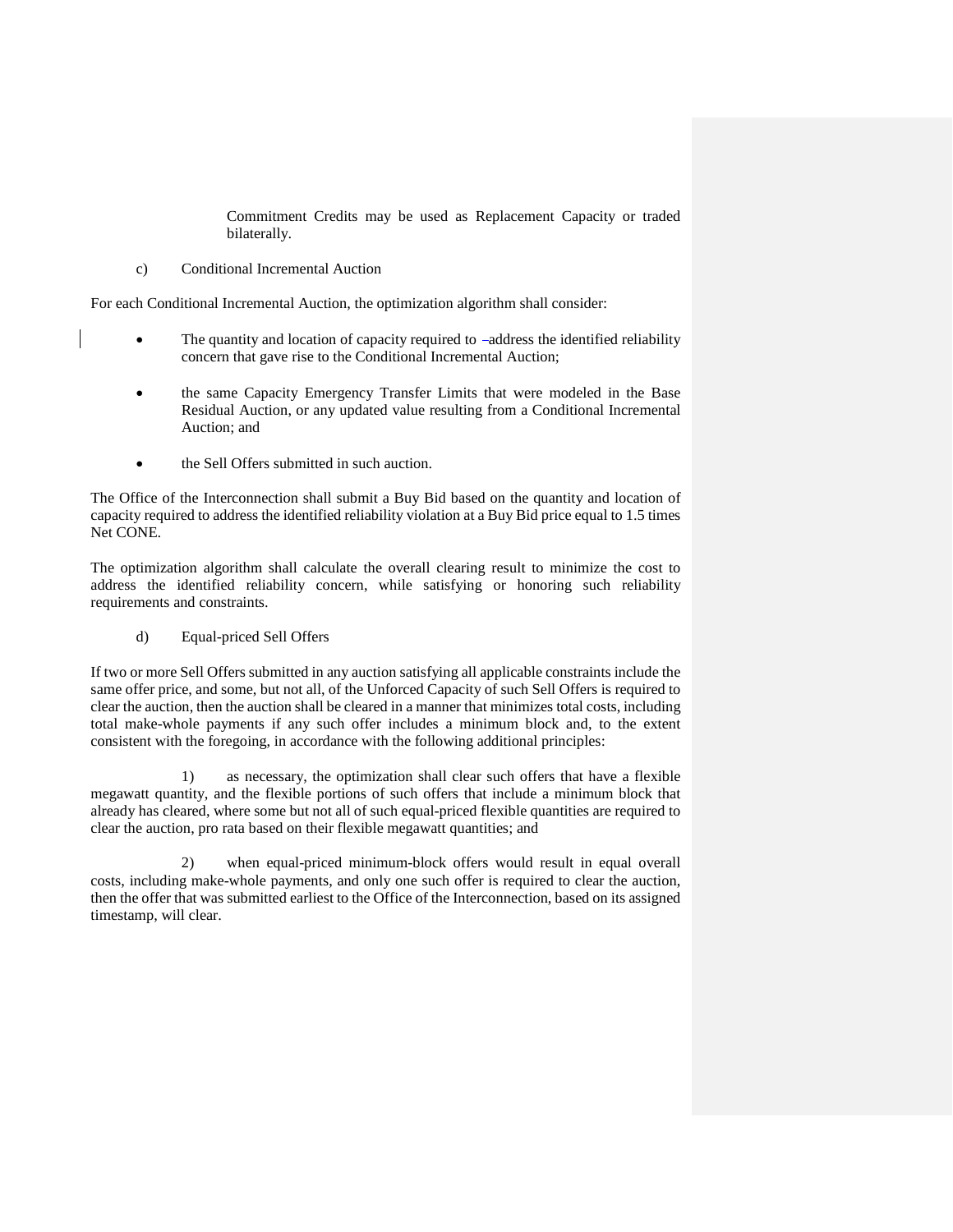Commitment Credits may be used as Replacement Capacity or traded bilaterally.

c) Conditional Incremental Auction

For each Conditional Incremental Auction, the optimization algorithm shall consider:

- The quantity and location of capacity required to address the identified reliability concern that gave rise to the Conditional Incremental Auction;
- the same Capacity Emergency Transfer Limits that were modeled in the Base Residual Auction, or any updated value resulting from a Conditional Incremental Auction; and
- the Sell Offers submitted in such auction.

The Office of the Interconnection shall submit a Buy Bid based on the quantity and location of capacity required to address the identified reliability violation at a Buy Bid price equal to 1.5 times Net CONE.

The optimization algorithm shall calculate the overall clearing result to minimize the cost to address the identified reliability concern, while satisfying or honoring such reliability requirements and constraints.

d) Equal-priced Sell Offers

If two or more Sell Offers submitted in any auction satisfying all applicable constraints include the same offer price, and some, but not all, of the Unforced Capacity of such Sell Offers is required to clear the auction, then the auction shall be cleared in a manner that minimizes total costs, including total make-whole payments if any such offer includes a minimum block and, to the extent consistent with the foregoing, in accordance with the following additional principles:

1) as necessary, the optimization shall clear such offers that have a flexible megawatt quantity, and the flexible portions of such offers that include a minimum block that already has cleared, where some but not all of such equal-priced flexible quantities are required to clear the auction, pro rata based on their flexible megawatt quantities; and

2) when equal-priced minimum-block offers would result in equal overall costs, including make-whole payments, and only one such offer is required to clear the auction, then the offer that was submitted earliest to the Office of the Interconnection, based on its assigned timestamp, will clear.